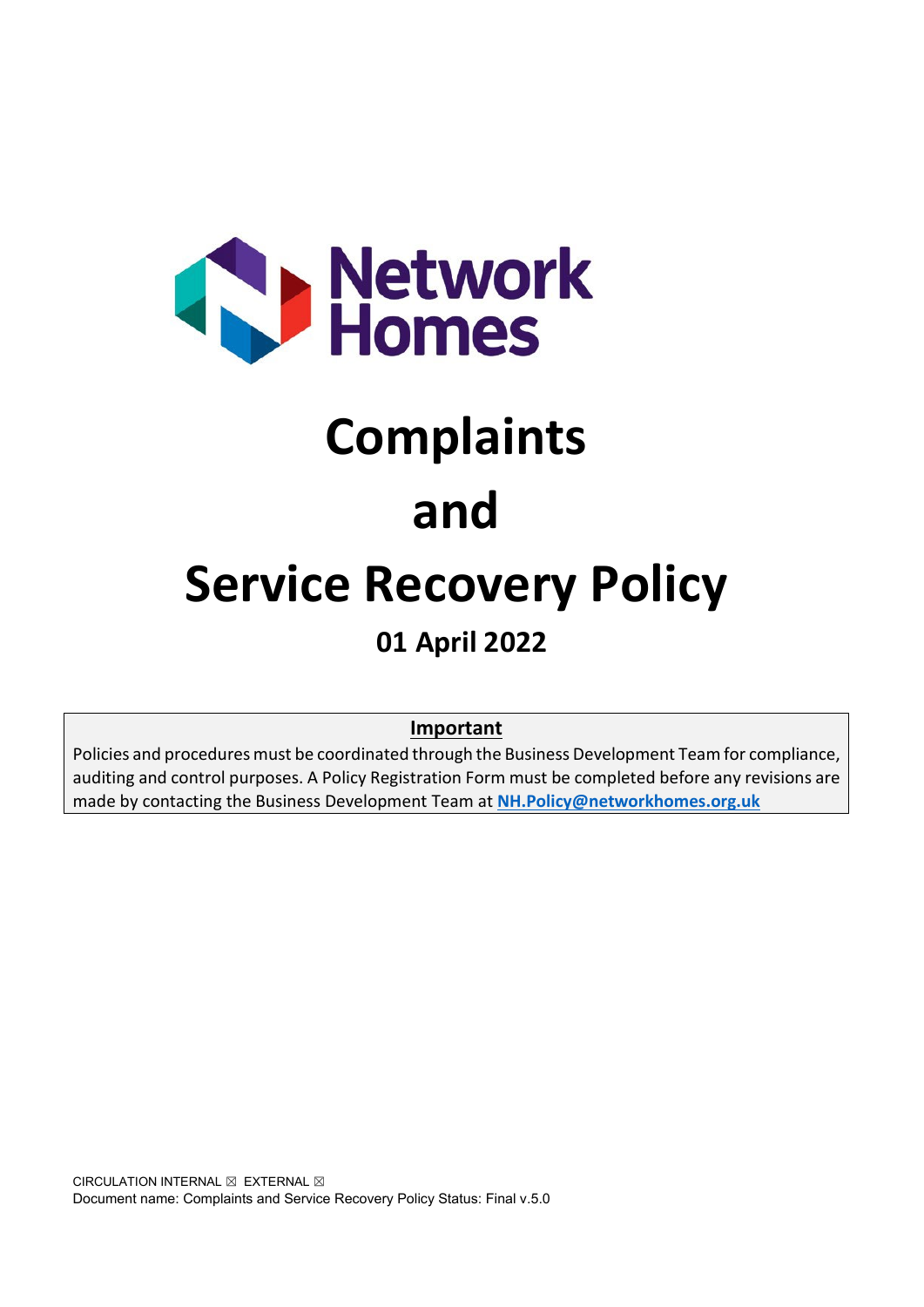Network Homes

# Complaints and Service Recovery Policy

## 01 April 2022

**Important**

Policies and procedures must be coordinated through the Business Development Team for compliance, auditing and control purposes. A Policy Registration Form must be completed before any revisions are made by contacting the Business Development Team at **NH.Policy@networkhomes.org.uk**

CIRCULATION INTERNAL ☒ EXTERNAL ☒

Document name: Complaints and Service Recovery Policy Status: Final v.5.0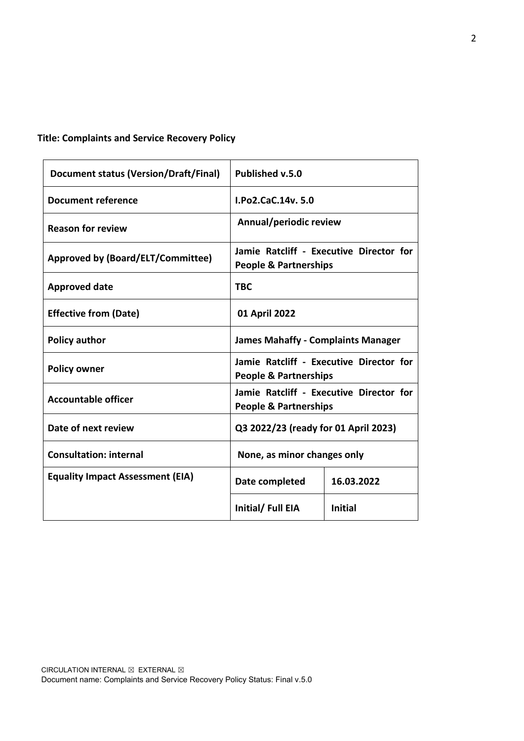**Title: Complaints and Service Recovery Policy**

| Document status (Version/Draft/Final) | Published v.5.0 | |
|---|---|---|
| Document reference | I.Po2.CaC.14v. 5.0 | |
| Reason for review | Annual/periodic review | |
| Approved by (Board/ELT/Committee) | Jamie Ratcliff - Executive Director for People & Partnerships | |
| Approved date | TBC | |
| Effective from (Date) | 01 April 2022 | |
| Policy author | James Mahaffy - Complaints Manager | |
| Policy owner | Jamie Ratcliff - Executive Director for People & Partnerships | |
| Accountable officer | Jamie Ratcliff - Executive Director for People & Partnerships | |
| Date of next review | Q3 2022/23 (ready for 01 April 2023) | |
| Consultation: internal | None, as minor changes only | |
| Equality Impact Assessment (EIA) | Date completed | 16.03.2022 |
| | Initial/ Full EIA | Initial |

CIRCULATION INTERNAL ☒ EXTERNAL ☒
Document name: Complaints and Service Recovery Policy Status: Final v.5.0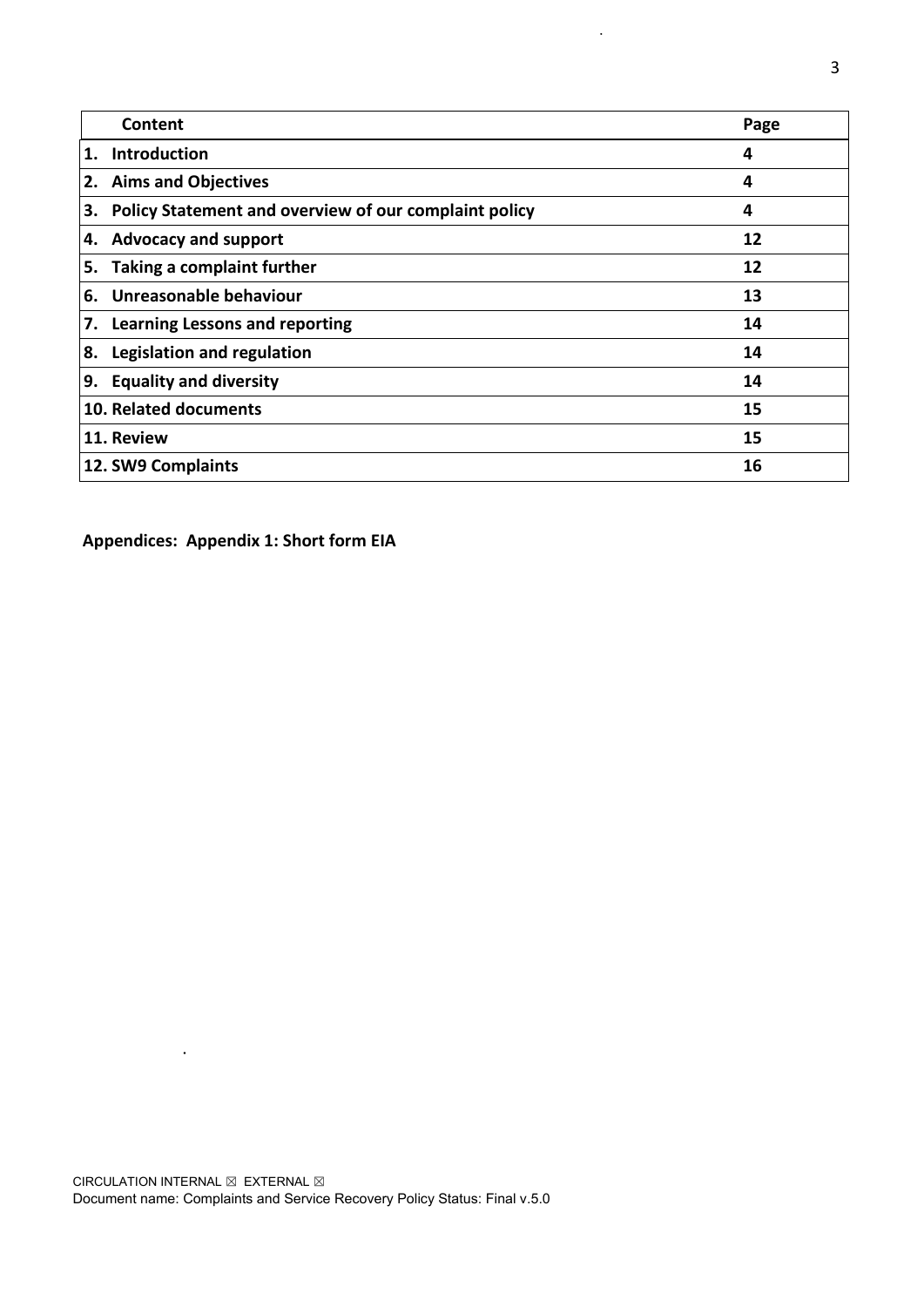| Content | Page |
| --- | --- |
| 1. Introduction | 4 |
| 2. Aims and Objectives | 4 |
| 3. Policy Statement and overview of our complaint policy | 4 |
| 4. Advocacy and support | 12 |
| 5. Taking a complaint further | 12 |
| 6. Unreasonable behaviour | 13 |
| 7. Learning Lessons and reporting | 14 |
| 8. Legislation and regulation | 14 |
| 9. Equality and diversity | 14 |
| 10. Related documents | 15 |
| 11. Review | 15 |
| 12. SW9 Complaints | 16 |

**Appendices: Appendix 1: Short form EIA**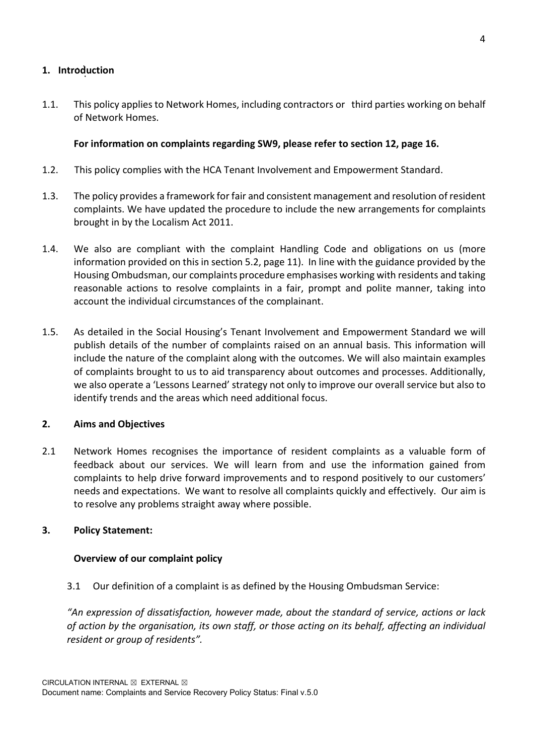## 1. Introduction

1.1. This policy applies to Network Homes, including contractors or third parties working on behalf of Network Homes.

**For information on complaints regarding SW9, please refer to section 12, page 16.**

1.2. This policy complies with the HCA Tenant Involvement and Empowerment Standard.

1.3. The policy provides a framework for fair and consistent management and resolution of resident complaints. We have updated the procedure to include the new arrangements for complaints brought in by the Localism Act 2011.

1.4. We also are compliant with the complaint Handling Code and obligations on us (more information provided on this in section 5.2, page 11). In line with the guidance provided by the Housing Ombudsman, our complaints procedure emphasises working with residents and taking reasonable actions to resolve complaints in a fair, prompt and polite manner, taking into account the individual circumstances of the complainant.

1.5. As detailed in the Social Housing's Tenant Involvement and Empowerment Standard we will publish details of the number of complaints raised on an annual basis. This information will include the nature of the complaint along with the outcomes. We will also maintain examples of complaints brought to us to aid transparency about outcomes and processes. Additionally, we also operate a 'Lessons Learned' strategy not only to improve our overall service but also to identify trends and the areas which need additional focus.

## 2. Aims and Objectives

2.1 Network Homes recognises the importance of resident complaints as a valuable form of feedback about our services. We will learn from and use the information gained from complaints to help drive forward improvements and to respond positively to our customers' needs and expectations. We want to resolve all complaints quickly and effectively. Our aim is to resolve any problems straight away where possible.

## 3. Policy Statement:

### Overview of our complaint policy

3.1 Our definition of a complaint is as defined by the Housing Ombudsman Service:

*"An expression of dissatisfaction, however made, about the standard of service, actions or lack of action by the organisation, its own staff, or those acting on its behalf, affecting an individual resident or group of residents".*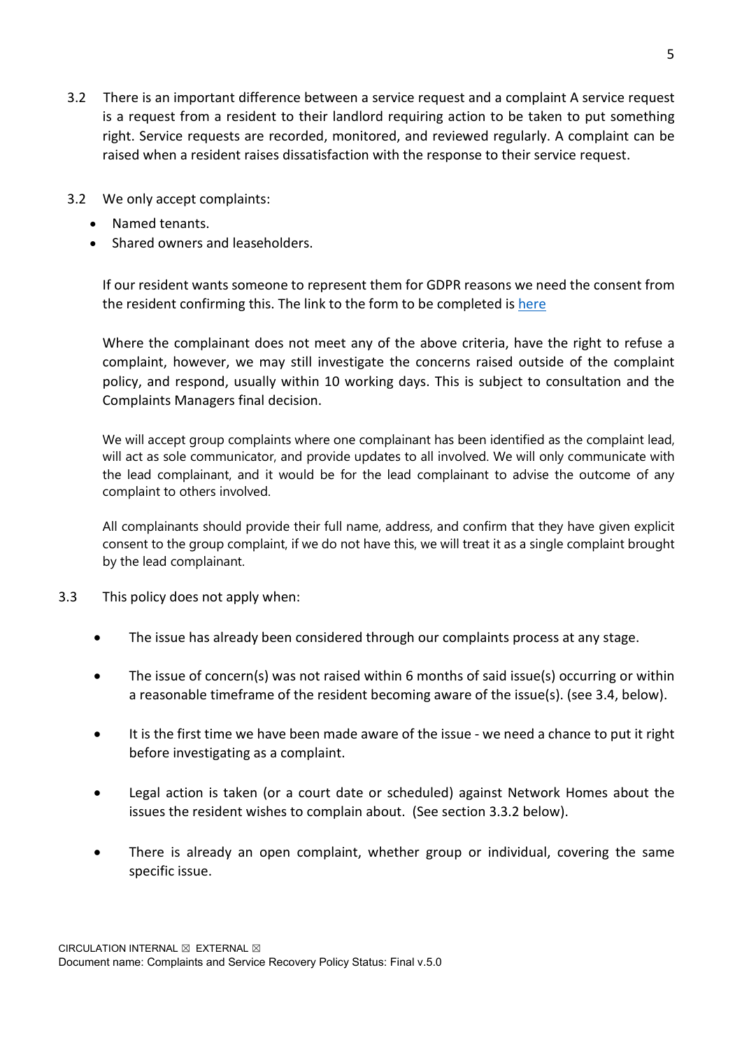3.2 There is an important difference between a service request and a complaint A service request is a request from a resident to their landlord requiring action to be taken to put something right. Service requests are recorded, monitored, and reviewed regularly. A complaint can be raised when a resident raises dissatisfaction with the response to their service request.

3.2 We only accept complaints:

- Named tenants.
- Shared owners and leaseholders.

If our resident wants someone to represent them for GDPR reasons we need the consent from the resident confirming this. The link to the form to be completed is here

Where the complainant does not meet any of the above criteria, have the right to refuse a complaint, however, we may still investigate the concerns raised outside of the complaint policy, and respond, usually within 10 working days. This is subject to consultation and the Complaints Managers final decision.

We will accept group complaints where one complainant has been identified as the complaint lead, will act as sole communicator, and provide updates to all involved. We will only communicate with the lead complainant, and it would be for the lead complainant to advise the outcome of any complaint to others involved.

All complainants should provide their full name, address, and confirm that they have given explicit consent to the group complaint, if we do not have this, we will treat it as a single complaint brought by the lead complainant.

3.3 This policy does not apply when:

- The issue has already been considered through our complaints process at any stage.
- The issue of concern(s) was not raised within 6 months of said issue(s) occurring or within a reasonable timeframe of the resident becoming aware of the issue(s). (see 3.4, below).
- It is the first time we have been made aware of the issue - we need a chance to put it right before investigating as a complaint.
- Legal action is taken (or a court date or scheduled) against Network Homes about the issues the resident wishes to complain about. (See section 3.3.2 below).
- There is already an open complaint, whether group or individual, covering the same specific issue.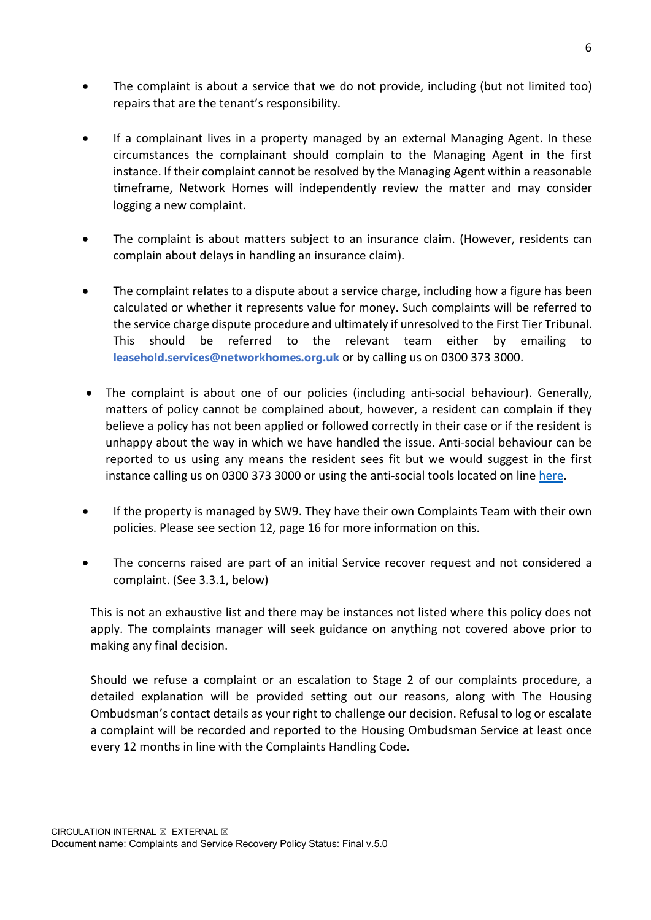- The complaint is about a service that we do not provide, including (but not limited too) repairs that are the tenant's responsibility.

- If a complainant lives in a property managed by an external Managing Agent. In these circumstances the complainant should complain to the Managing Agent in the first instance. If their complaint cannot be resolved by the Managing Agent within a reasonable timeframe, Network Homes will independently review the matter and may consider logging a new complaint.

- The complaint is about matters subject to an insurance claim. (However, residents can complain about delays in handling an insurance claim).

- The complaint relates to a dispute about a service charge, including how a figure has been calculated or whether it represents value for money. Such complaints will be referred to the service charge dispute procedure and ultimately if unresolved to the First Tier Tribunal. This should be referred to the relevant team either by emailing to **leasehold.services@networkhomes.org.uk** or by calling us on 0300 373 3000.

- The complaint is about one of our policies (including anti-social behaviour). Generally, matters of policy cannot be complained about, however, a resident can complain if they believe a policy has not been applied or followed correctly in their case or if the resident is unhappy about the way in which we have handled the issue. Anti-social behaviour can be reported to us using any means the resident sees fit but we would suggest in the first instance calling us on 0300 373 3000 or using the anti-social tools located on line here.

- If the property is managed by SW9. They have their own Complaints Team with their own policies. Please see section 12, page 16 for more information on this.

- The concerns raised are part of an initial Service recover request and not considered a complaint. (See 3.3.1, below)

This is not an exhaustive list and there may be instances not listed where this policy does not apply. The complaints manager will seek guidance on anything not covered above prior to making any final decision.

Should we refuse a complaint or an escalation to Stage 2 of our complaints procedure, a detailed explanation will be provided setting out our reasons, along with The Housing Ombudsman's contact details as your right to challenge our decision. Refusal to log or escalate a complaint will be recorded and reported to the Housing Ombudsman Service at least once every 12 months in line with the Complaints Handling Code.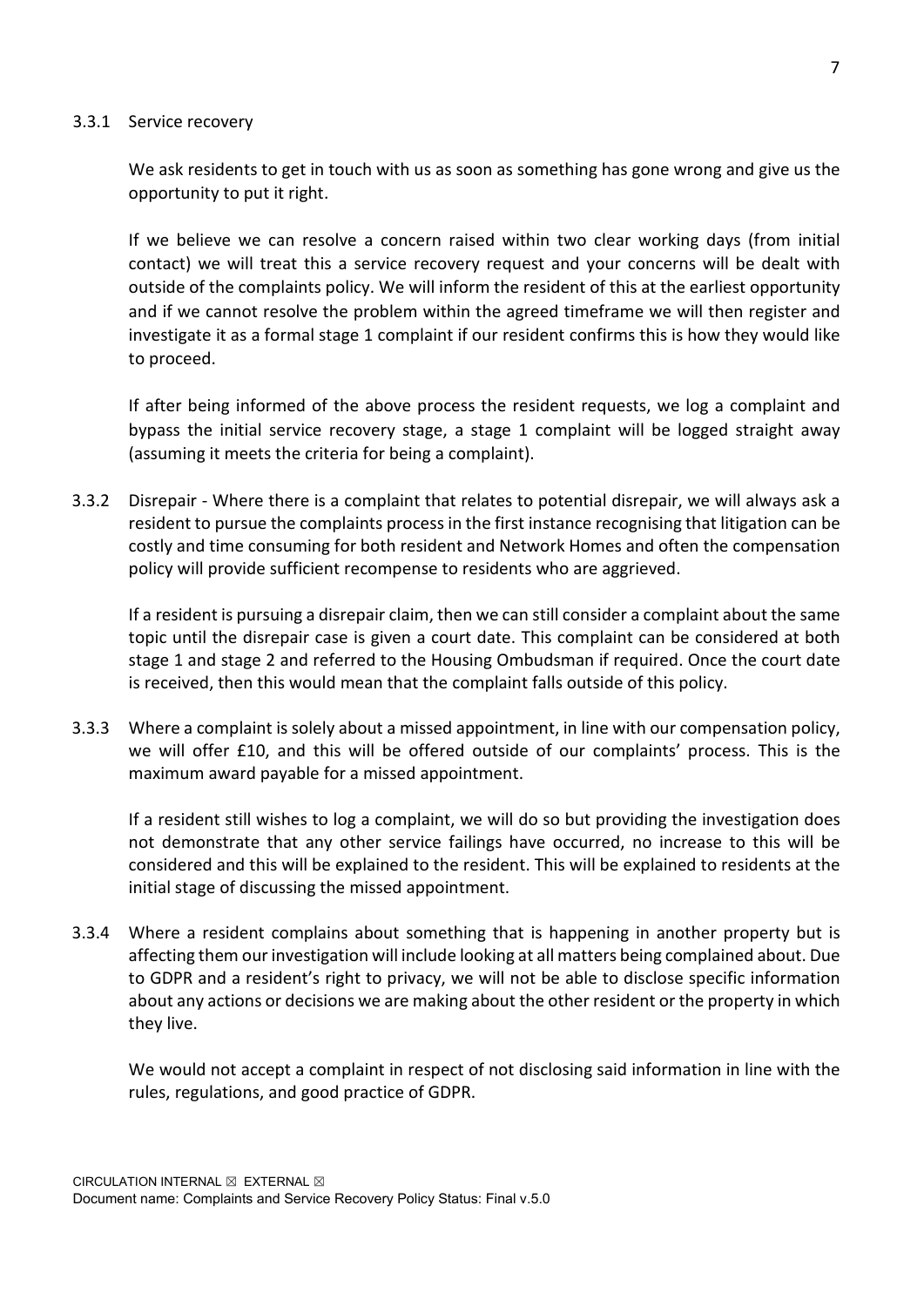### 3.3.1 Service recovery

We ask residents to get in touch with us as soon as something has gone wrong and give us the opportunity to put it right.

If we believe we can resolve a concern raised within two clear working days (from initial contact) we will treat this a service recovery request and your concerns will be dealt with outside of the complaints policy. We will inform the resident of this at the earliest opportunity and if we cannot resolve the problem within the agreed timeframe we will then register and investigate it as a formal stage 1 complaint if our resident confirms this is how they would like to proceed.

If after being informed of the above process the resident requests, we log a complaint and bypass the initial service recovery stage, a stage 1 complaint will be logged straight away (assuming it meets the criteria for being a complaint).

3.3.2 Disrepair - Where there is a complaint that relates to potential disrepair, we will always ask a resident to pursue the complaints process in the first instance recognising that litigation can be costly and time consuming for both resident and Network Homes and often the compensation policy will provide sufficient recompense to residents who are aggrieved.

If a resident is pursuing a disrepair claim, then we can still consider a complaint about the same topic until the disrepair case is given a court date. This complaint can be considered at both stage 1 and stage 2 and referred to the Housing Ombudsman if required. Once the court date is received, then this would mean that the complaint falls outside of this policy.

3.3.3 Where a complaint is solely about a missed appointment, in line with our compensation policy, we will offer £10, and this will be offered outside of our complaints' process. This is the maximum award payable for a missed appointment.

If a resident still wishes to log a complaint, we will do so but providing the investigation does not demonstrate that any other service failings have occurred, no increase to this will be considered and this will be explained to the resident. This will be explained to residents at the initial stage of discussing the missed appointment.

3.3.4 Where a resident complains about something that is happening in another property but is affecting them our investigation will include looking at all matters being complained about. Due to GDPR and a resident's right to privacy, we will not be able to disclose specific information about any actions or decisions we are making about the other resident or the property in which they live.

We would not accept a complaint in respect of not disclosing said information in line with the rules, regulations, and good practice of GDPR.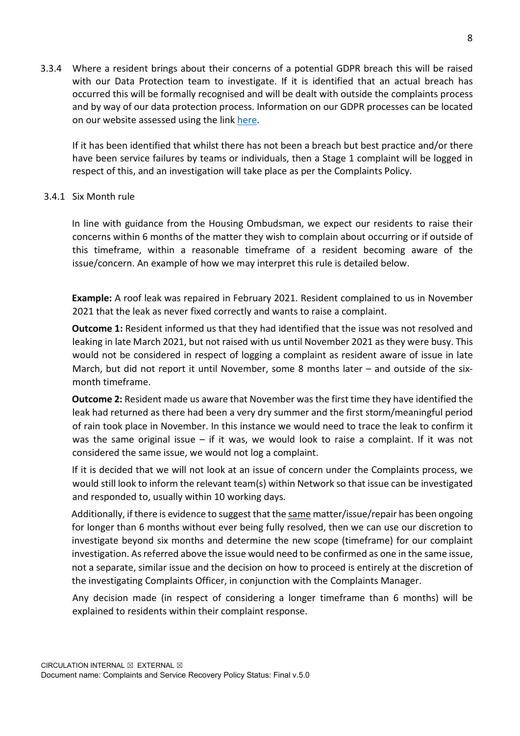3.3.4 Where a resident brings about their concerns of a potential GDPR breach this will be raised with our Data Protection team to investigate. If it is identified that an actual breach has occurred this will be formally recognised and will be dealt with outside the complaints process and by way of our data protection process. Information on our GDPR processes can be located on our website assessed using the link here.

If it has been identified that whilst there has not been a breach but best practice and/or there have been service failures by teams or individuals, then a Stage 1 complaint will be logged in respect of this, and an investigation will take place as per the Complaints Policy.

3.4.1 Six Month rule

In line with guidance from the Housing Ombudsman, we expect our residents to raise their concerns within 6 months of the matter they wish to complain about occurring or if outside of this timeframe, within a reasonable timeframe of a resident becoming aware of the issue/concern. An example of how we may interpret this rule is detailed below.

**Example:** A roof leak was repaired in February 2021. Resident complained to us in November 2021 that the leak as never fixed correctly and wants to raise a complaint.

**Outcome 1:** Resident informed us that they had identified that the issue was not resolved and leaking in late March 2021, but not raised with us until November 2021 as they were busy. This would not be considered in respect of logging a complaint as resident aware of issue in late March, but did not report it until November, some 8 months later – and outside of the six-month timeframe.

**Outcome 2:** Resident made us aware that November was the first time they have identified the leak had returned as there had been a very dry summer and the first storm/meaningful period of rain took place in November. In this instance we would need to trace the leak to confirm it was the same original issue – if it was, we would look to raise a complaint. If it was not considered the same issue, we would not log a complaint.

If it is decided that we will not look at an issue of concern under the Complaints process, we would still look to inform the relevant team(s) within Network so that issue can be investigated and responded to, usually within 10 working days.

Additionally, if there is evidence to suggest that the same matter/issue/repair has been ongoing for longer than 6 months without ever being fully resolved, then we can use our discretion to investigate beyond six months and determine the new scope (timeframe) for our complaint investigation. As referred above the issue would need to be confirmed as one in the same issue, not a separate, similar issue and the decision on how to proceed is entirely at the discretion of the investigating Complaints Officer, in conjunction with the Complaints Manager.

Any decision made (in respect of considering a longer timeframe than 6 months) will be explained to residents within their complaint response.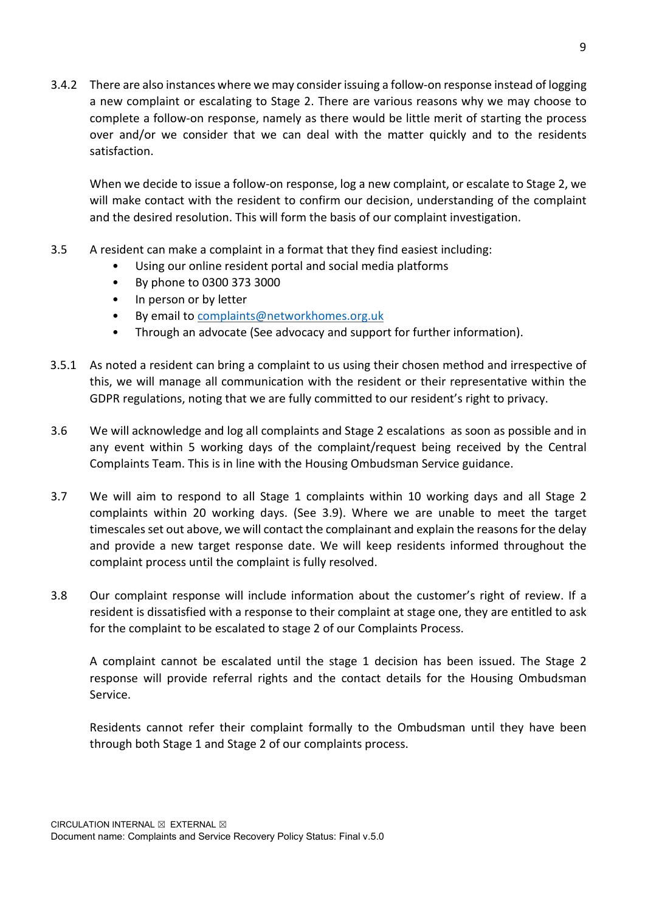3.4.2 There are also instances where we may consider issuing a follow-on response instead of logging a new complaint or escalating to Stage 2. There are various reasons why we may choose to complete a follow-on response, namely as there would be little merit of starting the process over and/or we consider that we can deal with the matter quickly and to the residents satisfaction.

When we decide to issue a follow-on response, log a new complaint, or escalate to Stage 2, we will make contact with the resident to confirm our decision, understanding of the complaint and the desired resolution. This will form the basis of our complaint investigation.

3.5 A resident can make a complaint in a format that they find easiest including:

- Using our online resident portal and social media platforms
- By phone to 0300 373 3000
- In person or by letter
- By email to [complaints@networkhomes.org.uk](mailto:complaints@networkhomes.org.uk)
- Through an advocate (See advocacy and support for further information).

3.5.1 As noted a resident can bring a complaint to us using their chosen method and irrespective of this, we will manage all communication with the resident or their representative within the GDPR regulations, noting that we are fully committed to our resident's right to privacy.

3.6 We will acknowledge and log all complaints and Stage 2 escalations as soon as possible and in any event within 5 working days of the complaint/request being received by the Central Complaints Team. This is in line with the Housing Ombudsman Service guidance.

3.7 We will aim to respond to all Stage 1 complaints within 10 working days and all Stage 2 complaints within 20 working days. (See 3.9). Where we are unable to meet the target timescales set out above, we will contact the complainant and explain the reasons for the delay and provide a new target response date. We will keep residents informed throughout the complaint process until the complaint is fully resolved.

3.8 Our complaint response will include information about the customer's right of review. If a resident is dissatisfied with a response to their complaint at stage one, they are entitled to ask for the complaint to be escalated to stage 2 of our Complaints Process.

A complaint cannot be escalated until the stage 1 decision has been issued. The Stage 2 response will provide referral rights and the contact details for the Housing Ombudsman Service.

Residents cannot refer their complaint formally to the Ombudsman until they have been through both Stage 1 and Stage 2 of our complaints process.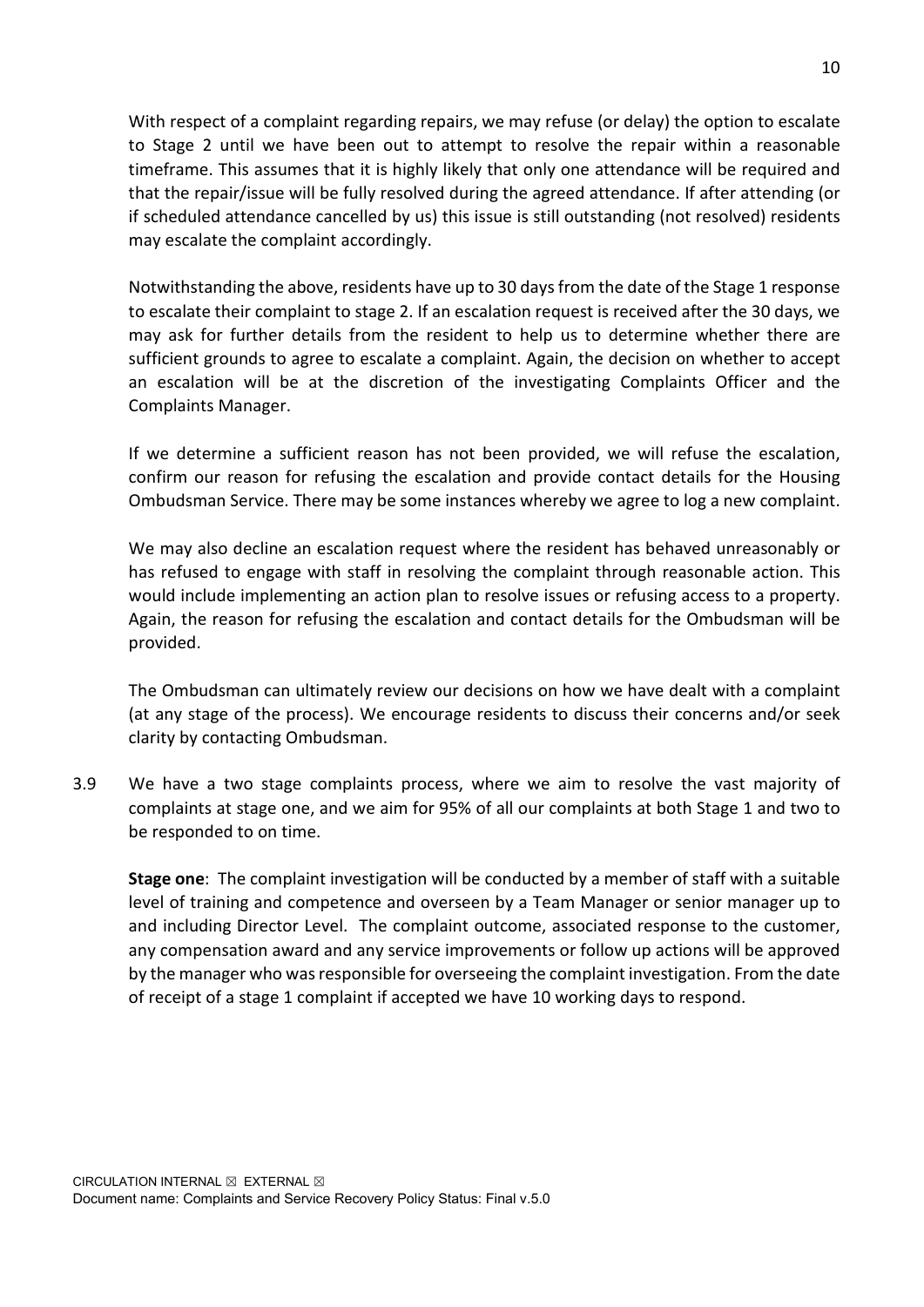With respect of a complaint regarding repairs, we may refuse (or delay) the option to escalate to Stage 2 until we have been out to attempt to resolve the repair within a reasonable timeframe. This assumes that it is highly likely that only one attendance will be required and that the repair/issue will be fully resolved during the agreed attendance. If after attending (or if scheduled attendance cancelled by us) this issue is still outstanding (not resolved) residents may escalate the complaint accordingly.

Notwithstanding the above, residents have up to 30 days from the date of the Stage 1 response to escalate their complaint to stage 2. If an escalation request is received after the 30 days, we may ask for further details from the resident to help us to determine whether there are sufficient grounds to agree to escalate a complaint. Again, the decision on whether to accept an escalation will be at the discretion of the investigating Complaints Officer and the Complaints Manager.

If we determine a sufficient reason has not been provided, we will refuse the escalation, confirm our reason for refusing the escalation and provide contact details for the Housing Ombudsman Service. There may be some instances whereby we agree to log a new complaint.

We may also decline an escalation request where the resident has behaved unreasonably or has refused to engage with staff in resolving the complaint through reasonable action. This would include implementing an action plan to resolve issues or refusing access to a property. Again, the reason for refusing the escalation and contact details for the Ombudsman will be provided.

The Ombudsman can ultimately review our decisions on how we have dealt with a complaint (at any stage of the process). We encourage residents to discuss their concerns and/or seek clarity by contacting Ombudsman.

3.9 We have a two stage complaints process, where we aim to resolve the vast majority of complaints at stage one, and we aim for 95% of all our complaints at both Stage 1 and two to be responded to on time.

**Stage one**: The complaint investigation will be conducted by a member of staff with a suitable level of training and competence and overseen by a Team Manager or senior manager up to and including Director Level. The complaint outcome, associated response to the customer, any compensation award and any service improvements or follow up actions will be approved by the manager who was responsible for overseeing the complaint investigation. From the date of receipt of a stage 1 complaint if accepted we have 10 working days to respond.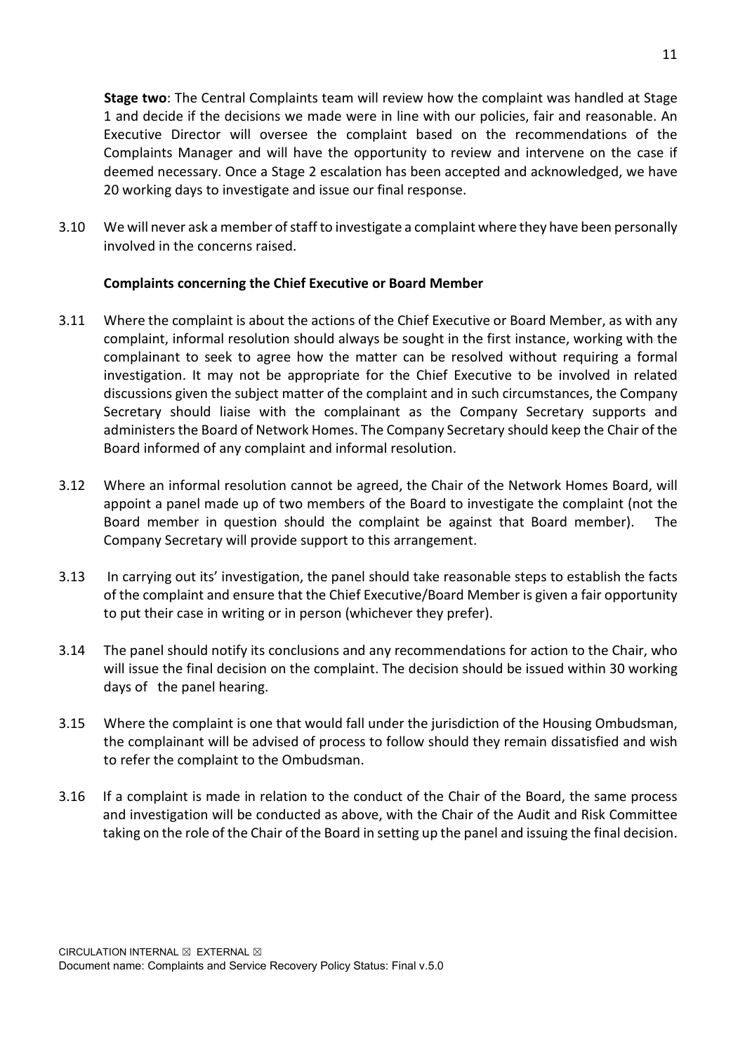**Stage two**: The Central Complaints team will review how the complaint was handled at Stage 1 and decide if the decisions we made were in line with our policies, fair and reasonable. An Executive Director will oversee the complaint based on the recommendations of the Complaints Manager and will have the opportunity to review and intervene on the case if deemed necessary. Once a Stage 2 escalation has been accepted and acknowledged, we have 20 working days to investigate and issue our final response.

3.10 We will never ask a member of staff to investigate a complaint where they have been personally involved in the concerns raised.

**Complaints concerning the Chief Executive or Board Member**

3.11 Where the complaint is about the actions of the Chief Executive or Board Member, as with any complaint, informal resolution should always be sought in the first instance, working with the complainant to seek to agree how the matter can be resolved without requiring a formal investigation. It may not be appropriate for the Chief Executive to be involved in related discussions given the subject matter of the complaint and in such circumstances, the Company Secretary should liaise with the complainant as the Company Secretary supports and administers the Board of Network Homes. The Company Secretary should keep the Chair of the Board informed of any complaint and informal resolution.

3.12 Where an informal resolution cannot be agreed, the Chair of the Network Homes Board, will appoint a panel made up of two members of the Board to investigate the complaint (not the Board member in question should the complaint be against that Board member). The Company Secretary will provide support to this arrangement.

3.13 In carrying out its' investigation, the panel should take reasonable steps to establish the facts of the complaint and ensure that the Chief Executive/Board Member is given a fair opportunity to put their case in writing or in person (whichever they prefer).

3.14 The panel should notify its conclusions and any recommendations for action to the Chair, who will issue the final decision on the complaint. The decision should be issued within 30 working days of the panel hearing.

3.15 Where the complaint is one that would fall under the jurisdiction of the Housing Ombudsman, the complainant will be advised of process to follow should they remain dissatisfied and wish to refer the complaint to the Ombudsman.

3.16 If a complaint is made in relation to the conduct of the Chair of the Board, the same process and investigation will be conducted as above, with the Chair of the Audit and Risk Committee taking on the role of the Chair of the Board in setting up the panel and issuing the final decision.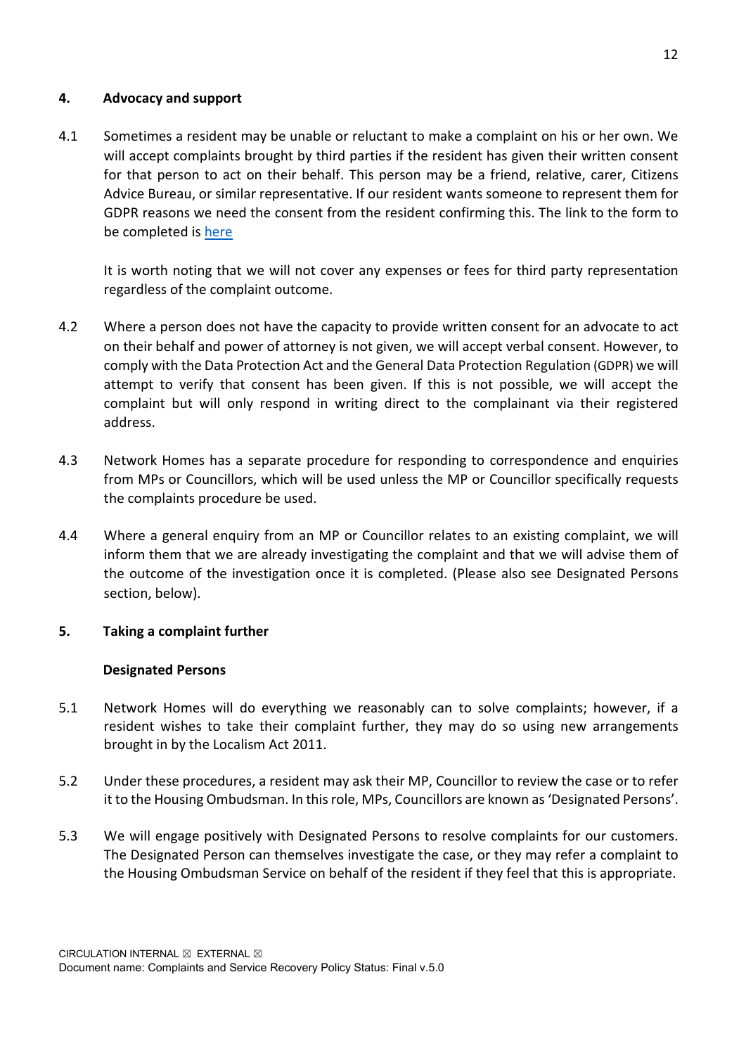## 4. Advocacy and support

4.1 Sometimes a resident may be unable or reluctant to make a complaint on his or her own. We will accept complaints brought by third parties if the resident has given their written consent for that person to act on their behalf. This person may be a friend, relative, carer, Citizens Advice Bureau, or similar representative. If our resident wants someone to represent them for GDPR reasons we need the consent from the resident confirming this. The link to the form to be completed is [here]

It is worth noting that we will not cover any expenses or fees for third party representation regardless of the complaint outcome.

4.2 Where a person does not have the capacity to provide written consent for an advocate to act on their behalf and power of attorney is not given, we will accept verbal consent. However, to comply with the Data Protection Act and the General Data Protection Regulation (GDPR) we will attempt to verify that consent has been given. If this is not possible, we will accept the complaint but will only respond in writing direct to the complainant via their registered address.

4.3 Network Homes has a separate procedure for responding to correspondence and enquiries from MPs or Councillors, which will be used unless the MP or Councillor specifically requests the complaints procedure be used.

4.4 Where a general enquiry from an MP or Councillor relates to an existing complaint, we will inform them that we are already investigating the complaint and that we will advise them of the outcome of the investigation once it is completed. (Please also see Designated Persons section, below).

## 5. Taking a complaint further

### Designated Persons

5.1 Network Homes will do everything we reasonably can to solve complaints; however, if a resident wishes to take their complaint further, they may do so using new arrangements brought in by the Localism Act 2011.

5.2 Under these procedures, a resident may ask their MP, Councillor to review the case or to refer it to the Housing Ombudsman. In this role, MPs, Councillors are known as 'Designated Persons'.

5.3 We will engage positively with Designated Persons to resolve complaints for our customers. The Designated Person can themselves investigate the case, or they may refer a complaint to the Housing Ombudsman Service on behalf of the resident if they feel that this is appropriate.

CIRCULATION INTERNAL ☒ EXTERNAL ☒
Document name: Complaints and Service Recovery Policy Status: Final v.5.0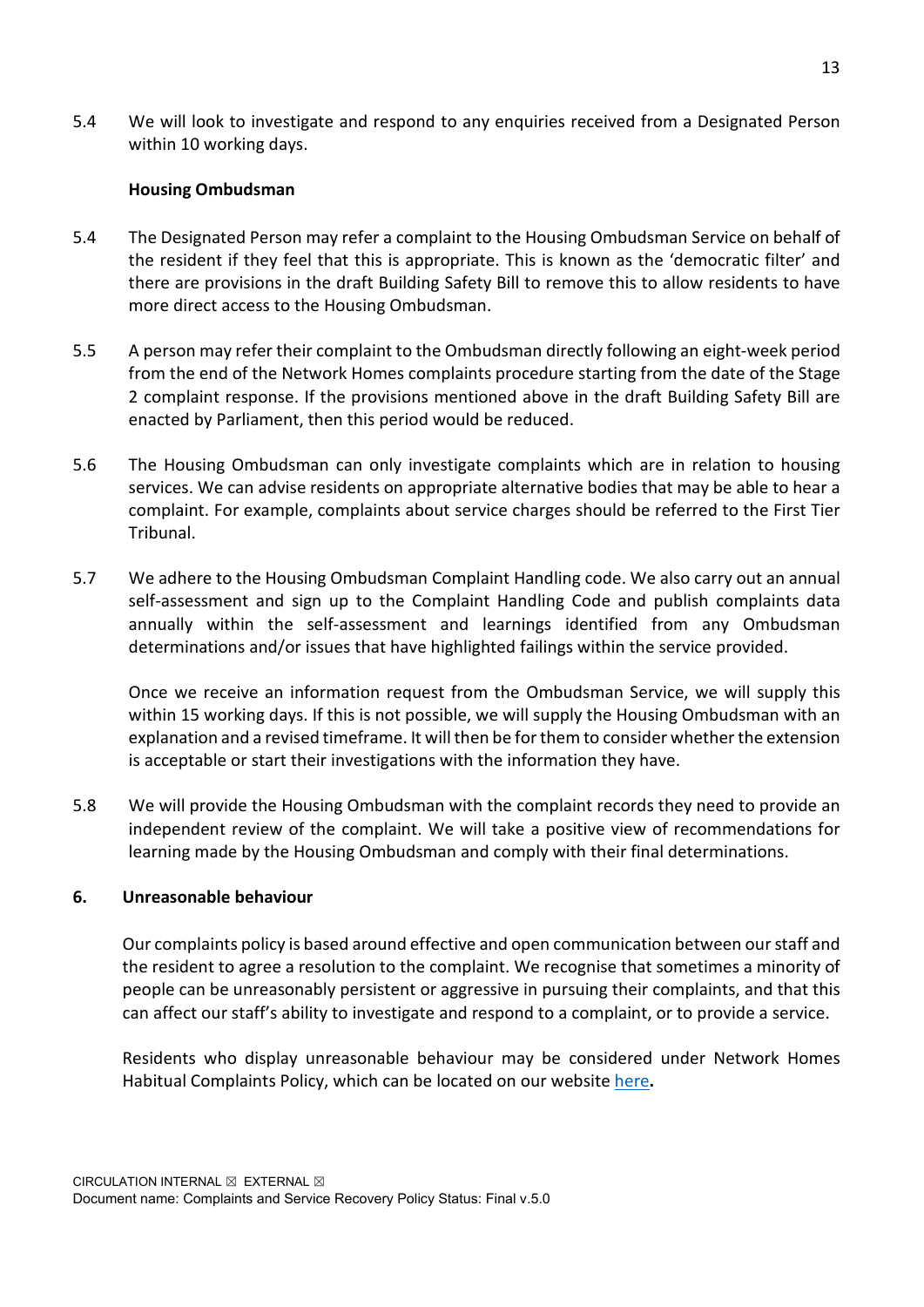5.4 We will look to investigate and respond to any enquiries received from a Designated Person within 10 working days.

**Housing Ombudsman**

5.4 The Designated Person may refer a complaint to the Housing Ombudsman Service on behalf of the resident if they feel that this is appropriate. This is known as the 'democratic filter' and there are provisions in the draft Building Safety Bill to remove this to allow residents to have more direct access to the Housing Ombudsman.

5.5 A person may refer their complaint to the Ombudsman directly following an eight-week period from the end of the Network Homes complaints procedure starting from the date of the Stage 2 complaint response. If the provisions mentioned above in the draft Building Safety Bill are enacted by Parliament, then this period would be reduced.

5.6 The Housing Ombudsman can only investigate complaints which are in relation to housing services. We can advise residents on appropriate alternative bodies that may be able to hear a complaint. For example, complaints about service charges should be referred to the First Tier Tribunal.

5.7 We adhere to the Housing Ombudsman Complaint Handling code. We also carry out an annual self-assessment and sign up to the Complaint Handling Code and publish complaints data annually within the self-assessment and learnings identified from any Ombudsman determinations and/or issues that have highlighted failings within the service provided.

Once we receive an information request from the Ombudsman Service, we will supply this within 15 working days. If this is not possible, we will supply the Housing Ombudsman with an explanation and a revised timeframe. It will then be for them to consider whether the extension is acceptable or start their investigations with the information they have.

5.8 We will provide the Housing Ombudsman with the complaint records they need to provide an independent review of the complaint. We will take a positive view of recommendations for learning made by the Housing Ombudsman and comply with their final determinations.

## 6. Unreasonable behaviour

Our complaints policy is based around effective and open communication between our staff and the resident to agree a resolution to the complaint. We recognise that sometimes a minority of people can be unreasonably persistent or aggressive in pursuing their complaints, and that this can affect our staff's ability to investigate and respond to a complaint, or to provide a service.

Residents who display unreasonable behaviour may be considered under Network Homes Habitual Complaints Policy, which can be located on our website here.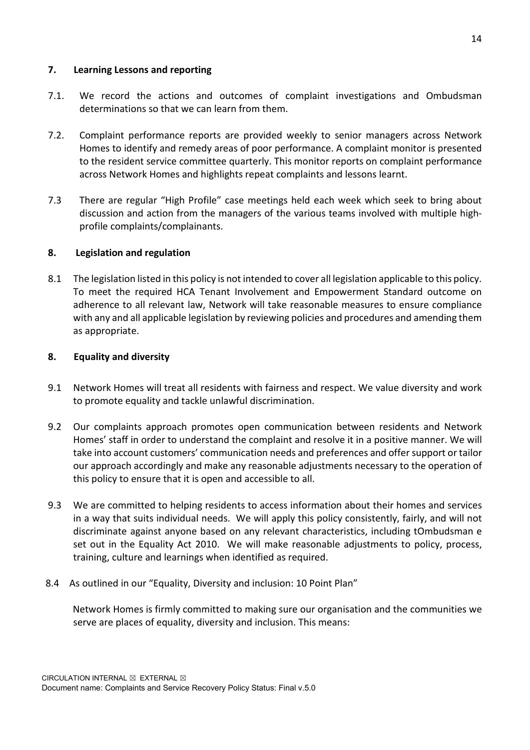## 7. Learning Lessons and reporting

7.1. We record the actions and outcomes of complaint investigations and Ombudsman determinations so that we can learn from them.

7.2. Complaint performance reports are provided weekly to senior managers across Network Homes to identify and remedy areas of poor performance. A complaint monitor is presented to the resident service committee quarterly. This monitor reports on complaint performance across Network Homes and highlights repeat complaints and lessons learnt.

7.3 There are regular "High Profile" case meetings held each week which seek to bring about discussion and action from the managers of the various teams involved with multiple high-profile complaints/complainants.

## 8. Legislation and regulation

8.1 The legislation listed in this policy is not intended to cover all legislation applicable to this policy. To meet the required HCA Tenant Involvement and Empowerment Standard outcome on adherence to all relevant law, Network will take reasonable measures to ensure compliance with any and all applicable legislation by reviewing policies and procedures and amending them as appropriate.

## 8. Equality and diversity

9.1 Network Homes will treat all residents with fairness and respect. We value diversity and work to promote equality and tackle unlawful discrimination.

9.2 Our complaints approach promotes open communication between residents and Network Homes' staff in order to understand the complaint and resolve it in a positive manner. We will take into account customers' communication needs and preferences and offer support or tailor our approach accordingly and make any reasonable adjustments necessary to the operation of this policy to ensure that it is open and accessible to all.

9.3 We are committed to helping residents to access information about their homes and services in a way that suits individual needs. We will apply this policy consistently, fairly, and will not discriminate against anyone based on any relevant characteristics, including tOmbudsman e set out in the Equality Act 2010. We will make reasonable adjustments to policy, process, training, culture and learnings when identified as required.

8.4 As outlined in our "Equality, Diversity and inclusion: 10 Point Plan"

Network Homes is firmly committed to making sure our organisation and the communities we serve are places of equality, diversity and inclusion. This means:

CIRCULATION INTERNAL ☒ EXTERNAL ☒
Document name: Complaints and Service Recovery Policy Status: Final v.5.0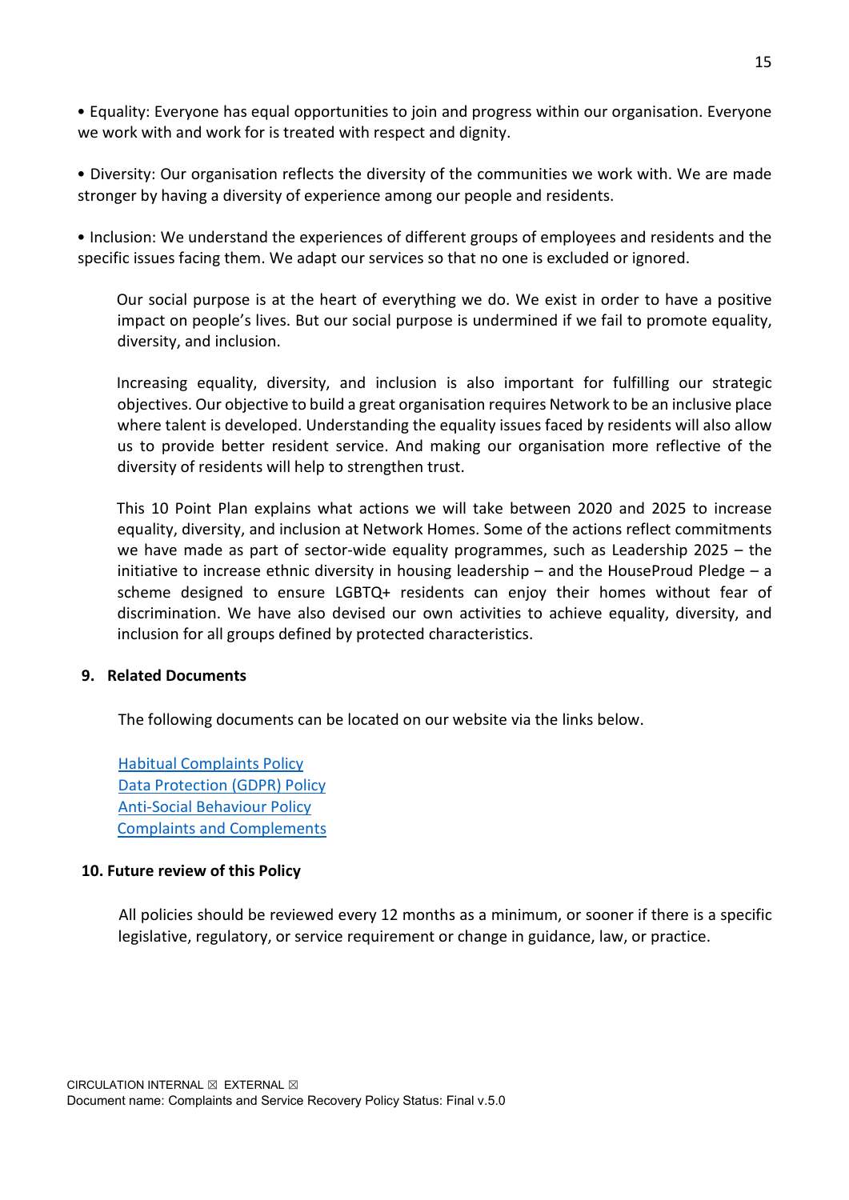- Equality: Everyone has equal opportunities to join and progress within our organisation. Everyone we work with and work for is treated with respect and dignity.

- Diversity: Our organisation reflects the diversity of the communities we work with. We are made stronger by having a diversity of experience among our people and residents.

- Inclusion: We understand the experiences of different groups of employees and residents and the specific issues facing them. We adapt our services so that no one is excluded or ignored.

Our social purpose is at the heart of everything we do. We exist in order to have a positive impact on people's lives. But our social purpose is undermined if we fail to promote equality, diversity, and inclusion.

Increasing equality, diversity, and inclusion is also important for fulfilling our strategic objectives. Our objective to build a great organisation requires Network to be an inclusive place where talent is developed. Understanding the equality issues faced by residents will also allow us to provide better resident service. And making our organisation more reflective of the diversity of residents will help to strengthen trust.

This 10 Point Plan explains what actions we will take between 2020 and 2025 to increase equality, diversity, and inclusion at Network Homes. Some of the actions reflect commitments we have made as part of sector-wide equality programmes, such as Leadership 2025 – the initiative to increase ethnic diversity in housing leadership – and the HouseProud Pledge – a scheme designed to ensure LGBTQ+ residents can enjoy their homes without fear of discrimination. We have also devised our own activities to achieve equality, diversity, and inclusion for all groups defined by protected characteristics.

## 9. Related Documents

The following documents can be located on our website via the links below.

Habitual Complaints Policy
Data Protection (GDPR) Policy
Anti-Social Behaviour Policy
Complaints and Complements

## 10. Future review of this Policy

All policies should be reviewed every 12 months as a minimum, or sooner if there is a specific legislative, regulatory, or service requirement or change in guidance, law, or practice.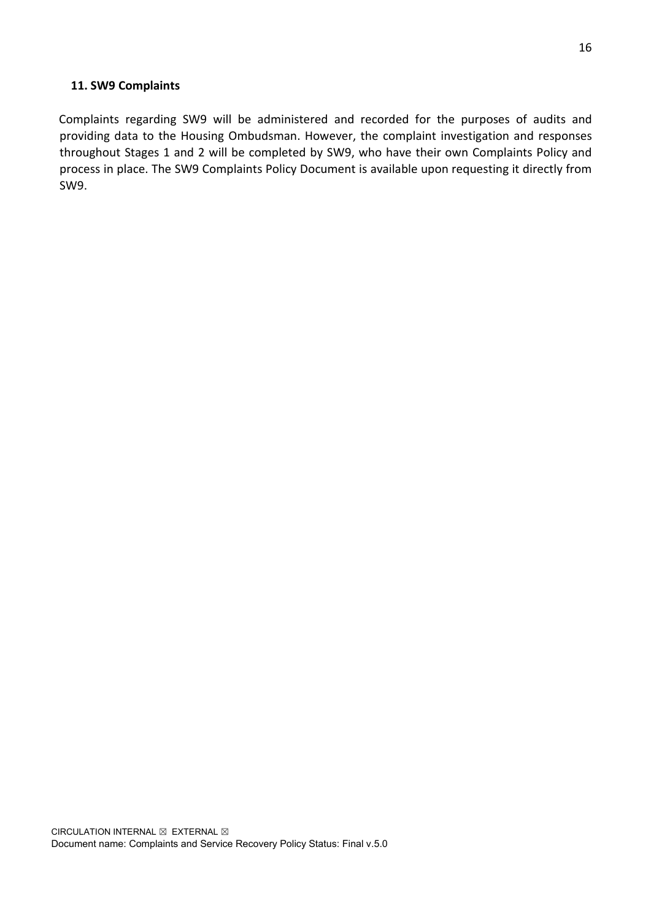## 11. SW9 Complaints

Complaints regarding SW9 will be administered and recorded for the purposes of audits and providing data to the Housing Ombudsman. However, the complaint investigation and responses throughout Stages 1 and 2 will be completed by SW9, who have their own Complaints Policy and process in place. The SW9 Complaints Policy Document is available upon requesting it directly from SW9.